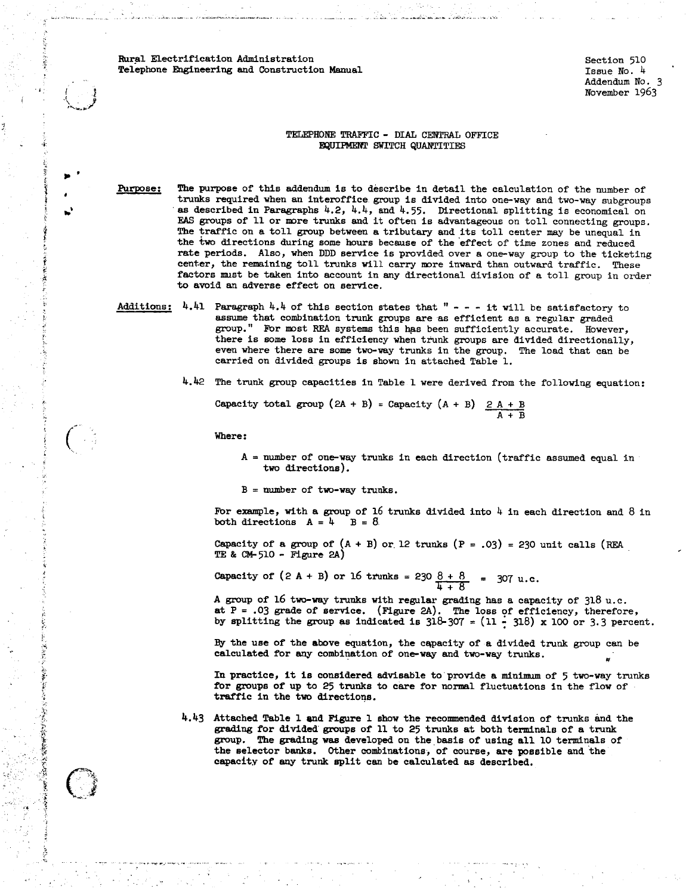Rural Electrification Administration
Telephone Engineering and Construction Manual

Section 510
Issue No. 4
Addendum No. 3
November 1963

# TELEPHONE TRAFFIC - DIAL CENTRAL OFFICE EQUIPMENT SWITCH QUANTITIES

**Purpose:** The purpose of this addendum is to describe in detail the calculation of the number of trunks required when an interoffice group is divided into one-way and two-way subgroups as described in Paragraphs 4.2, 4.4, and 4.55. Directional splitting is economical on EAS groups of 11 or more trunks and it often is advantageous on toll connecting groups. The traffic on a toll group between a tributary and its toll center may be unequal in the two directions during some hours because of the effect of time zones and reduced rate periods. Also, when DDD service is provided over a one-way group to the ticketing center, the remaining toll trunks will carry more inward than outward traffic. These factors must be taken into account in any directional division of a toll group in order to avoid an adverse effect on service.

**Additions:** 4.41 Paragraph 4.4 of this section states that " - - - it will be satisfactory to assume that combination trunk groups are as efficient as a regular graded group." For most REA systems this has been sufficiently accurate. However, there is some loss in efficiency when trunk groups are divided directionally, even where there are some two-way trunks in the group. The load that can be carried on divided groups is shown in attached Table 1.

4.42 The trunk group capacities in Table 1 were derived from the following equation:

$$\text{Capacity total group } (2A + B) = \text{Capacity } (A + B) \; \frac{2A + B}{A + B}$$

Where:

A = number of one-way trunks in each direction (traffic assumed equal in two directions).

B = number of two-way trunks.

For example, with a group of 16 trunks divided into 4 in each direction and 8 in both directions $A = 4 \quad B = 8$

Capacity of a group of (A + B) or 12 trunks (P = .03) = 230 unit calls (REA TE & CM-510 - Figure 2A)

$$\text{Capacity of } (2A + B) \text{ or 16 trunks} = 230 \; \frac{8 + 8}{4 + 8} = 307 \text{ u.c.}$$

A group of 16 two-way trunks with regular grading has a capacity of 318 u.c. at P = .03 grade of service. (Figure 2A). The loss of efficiency, therefore, by splitting the group as indicated is 318-307 = (11 ÷ 318) x 100 or 3.3 percent.

By the use of the above equation, the capacity of a divided trunk group can be calculated for any combination of one-way and two-way trunks.

In practice, it is considered advisable to provide a minimum of 5 two-way trunks for groups of up to 25 trunks to care for normal fluctuations in the flow of traffic in the two directions.

4.43 Attached Table 1 and Figure 1 show the recommended division of trunks and the grading for divided groups of 11 to 25 trunks at both terminals of a trunk group. The grading was developed on the basis of using all 10 terminals of the selector banks. Other combinations, of course, are possible and the capacity of any trunk split can be calculated as described.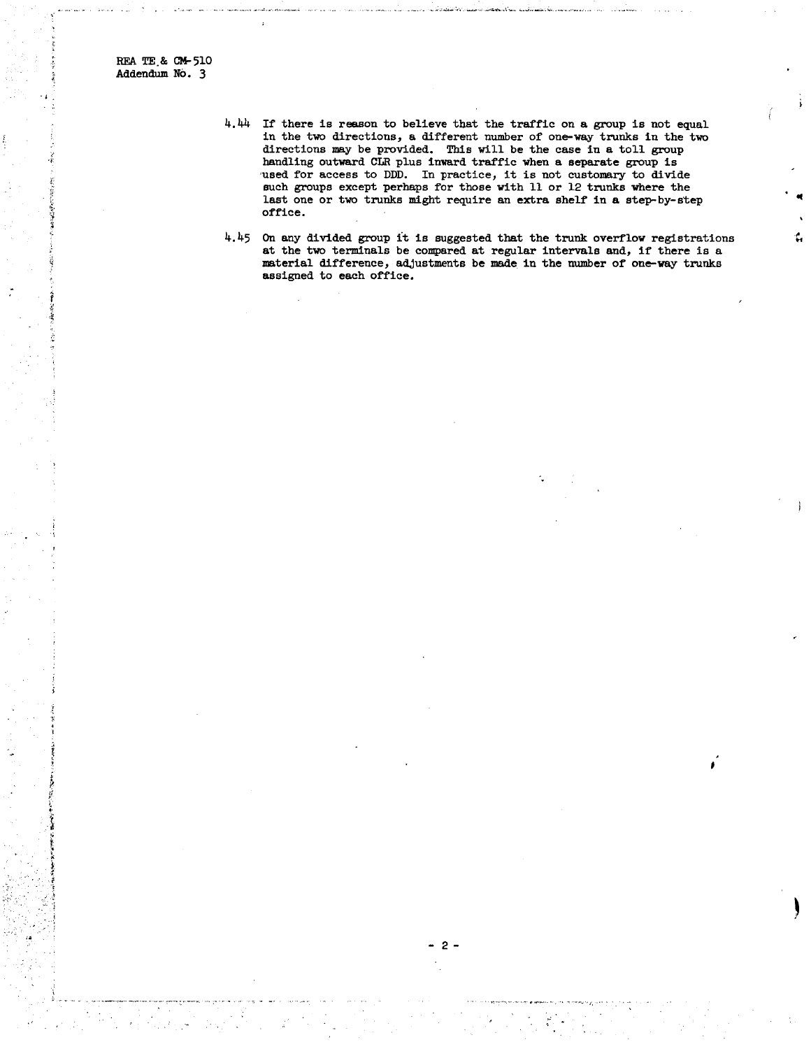4.44 If there is reason to believe that the traffic on a group is not equal in the two directions, a different number of one-way trunks in the two directions may be provided. This will be the case in a toll group handling outward CLR plus inward traffic when a separate group is used for access to DDD. In practice, it is not customary to divide such groups except perhaps for those with 11 or 12 trunks where the last one or two trunks might require an extra shelf in a step-by-step office.

4.45 On any divided group it is suggested that the trunk overflow registrations at the two terminals be compared at regular intervals and, if there is a material difference, adjustments be made in the number of one-way trunks assigned to each office.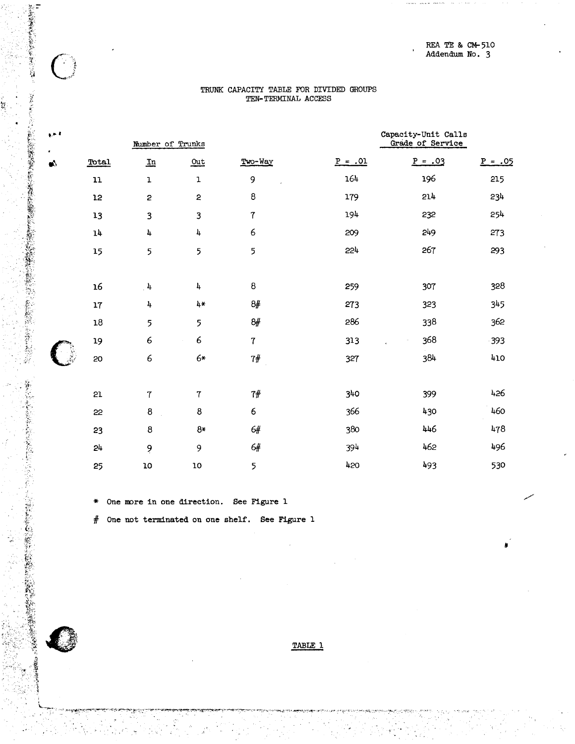REA TE & CM-510
Addendum No. 3

## TRUNK CAPACITY TABLE FOR DIVIDED GROUPS
## TEN-TERMINAL ACCESS

| Number of Trunks | | | | Capacity-Unit Calls Grade of Service | | |
|---|---|---|---|---|---|---|
| Total | In | Out | Two-Way | P = .01 | P = .03 | P = .05 |
| 11 | 1 | 1 | 9 | 164 | 196 | 215 |
| 12 | 2 | 2 | 8 | 179 | 214 | 234 |
| 13 | 3 | 3 | 7 | 194 | 232 | 254 |
| 14 | 4 | 4 | 6 | 209 | 249 | 273 |
| 15 | 5 | 5 | 5 | 224 | 267 | 293 |
| 16 | 4 | 4 | 8 | 259 | 307 | 328 |
| 17 | 4 | 4* | 8# | 273 | 323 | 345 |
| 18 | 5 | 5 | 8# | 286 | 338 | 362 |
| 19 | 6 | 6 | 7 | 313 | 368 | 393 |
| 20 | 6 | 6* | 7# | 327 | 384 | 410 |
| 21 | 7 | 7 | 7# | 340 | 399 | 426 |
| 22 | 8 | 8 | 6 | 366 | 430 | 460 |
| 23 | 8 | 8* | 6# | 380 | 446 | 478 |
| 24 | 9 | 9 | 6# | 394 | 462 | 496 |
| 25 | 10 | 10 | 5 | 420 | 493 | 530 |

* One more in one direction. See Figure 1

# One not terminated on one shelf. See Figure 1

TABLE 1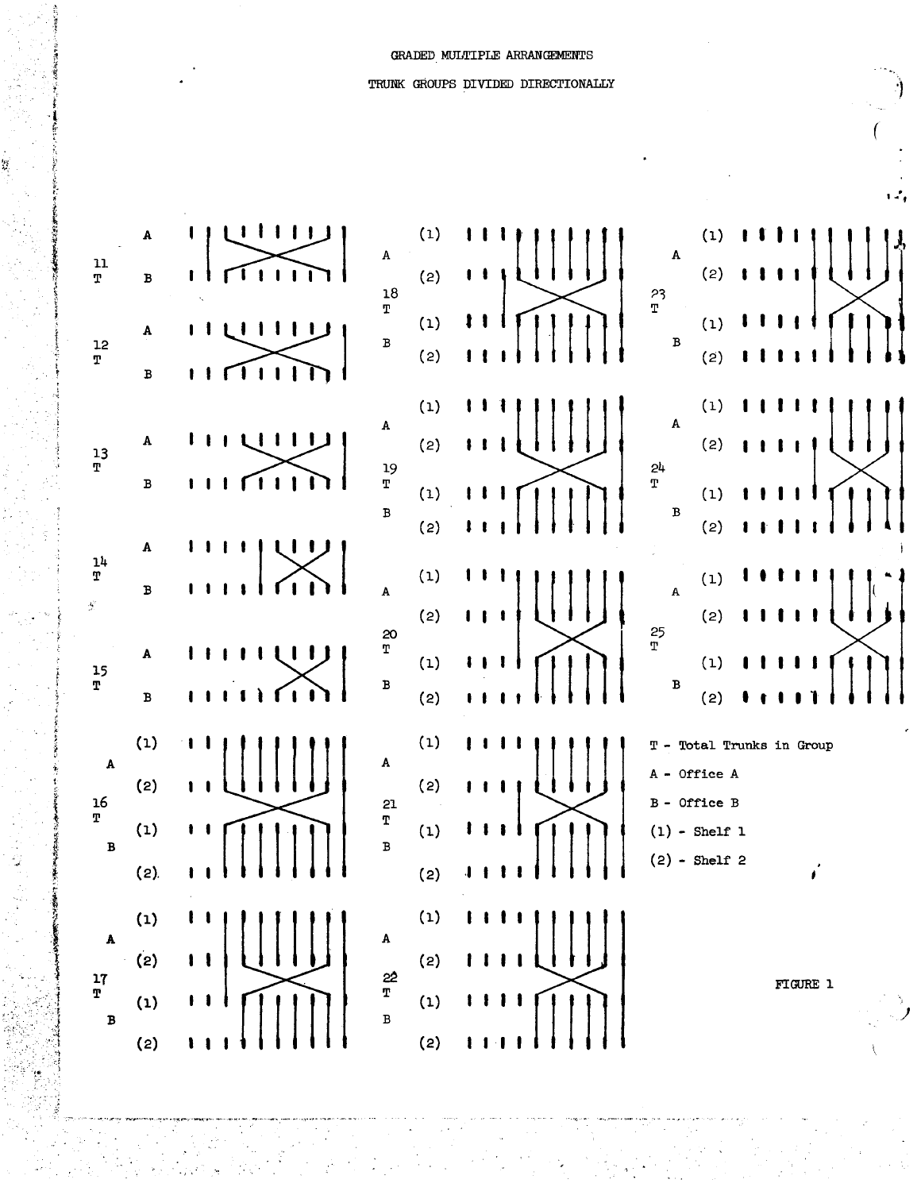GRADED MULTIPLE ARRANGEMENTS

TRUNK GROUPS DIVIDED DIRECTIONALLY

11 T
A
B

12 T
A
B

13 T
A
B

14 T
A
B

15 T
A
B

16 T
A (1) (2)
B (1) (2)

17 T
A (1) (2)
B (1) (2)

18 T
A (1) (2)
B (1) (2)

19 T
A (1) (2)
B (1) (2)

20 T
A (1) (2)
B (1) (2)

21 T
A (1) (2)
B (1) (2)

22 T
A (1) (2)
B (1) (2)

23 T
A (1) (2)
B (1) (2)

24 T
A (1) (2)
B (1) (2)

25 T
A (1) (2)
B (1) (2)

T - Total Trunks in Group

A - Office A

B - Office B

(1) - Shelf 1

(2) - Shelf 2

FIGURE 1